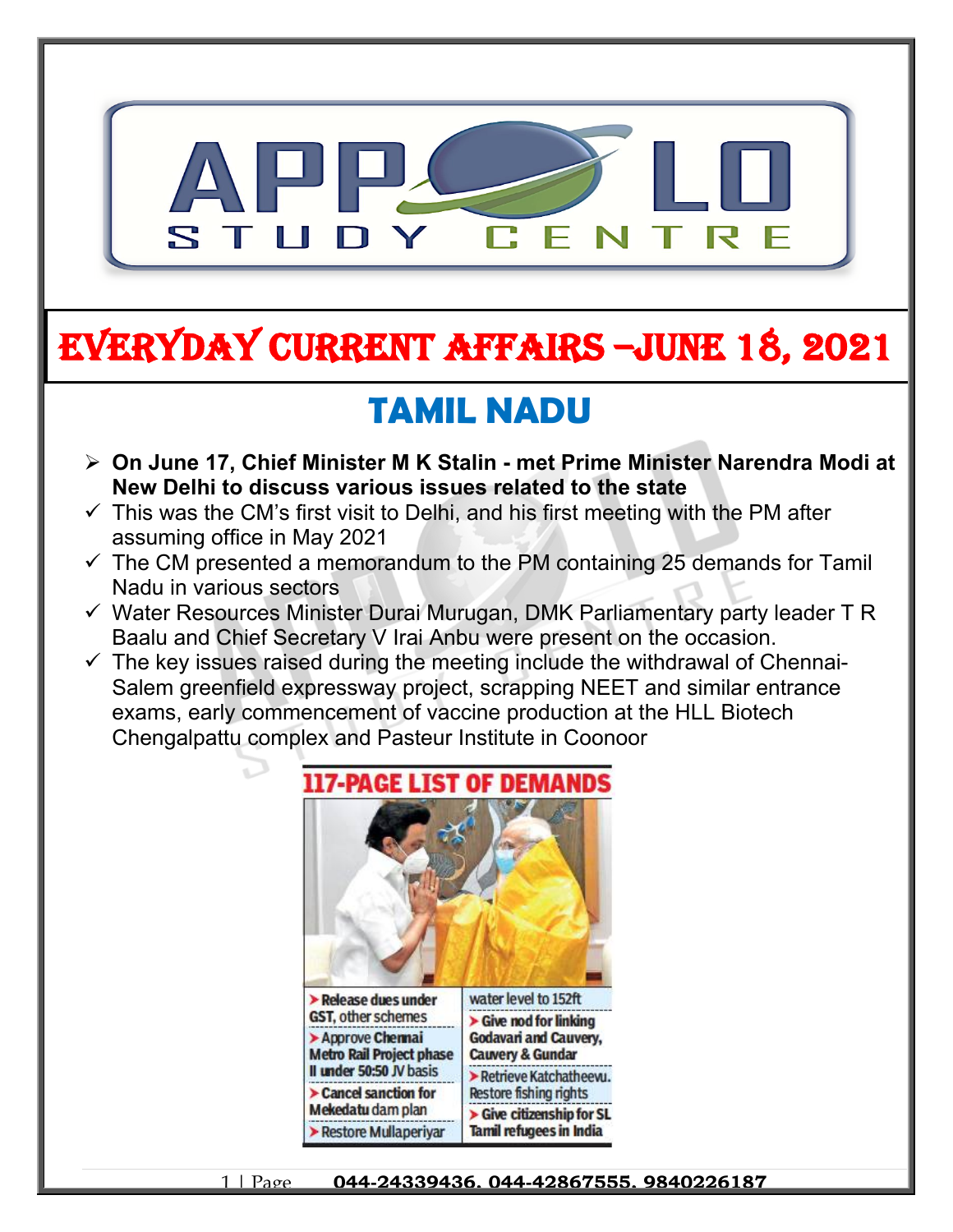# EVERYDAY CURRENT AFFAIRS –JUNE 18, 2021

## TAMIL NADU

- **On June 17, Chief Minister M K Stalin - met Prime Minister Narendra Modi at New Delhi to discuss various issues related to the state**
  - ✓ This was the CM's first visit to Delhi, and his first meeting with the PM after assuming office in May 2021
  - ✓ The CM presented a memorandum to the PM containing 25 demands for Tamil Nadu in various sectors
  - ✓ Water Resources Minister Durai Murugan, DMK Parliamentary party leader T R Baalu and Chief Secretary V Irai Anbu were present on the occasion.
  - ✓ The key issues raised during the meeting include the withdrawal of Chennai-Salem greenfield expressway project, scrapping NEET and similar entrance exams, early commencement of vaccine production at the HLL Biotech Chengalpattu complex and Pasteur Institute in Coonoor

**117-PAGE LIST OF DEMANDS**

- Release dues under GST, other schemes
- Approve Chennai Metro Rail Project phase II under 50:50 JV basis
- Cancel sanction for Mekedatu dam plan
- Restore Mullaperiyar water level to 152ft
- Give nod for linking Godavari and Cauvery, Cauvery & Gundar
- Retrieve Katchatheevu. Restore fishing rights
- Give citizenship for SL Tamil refugees in India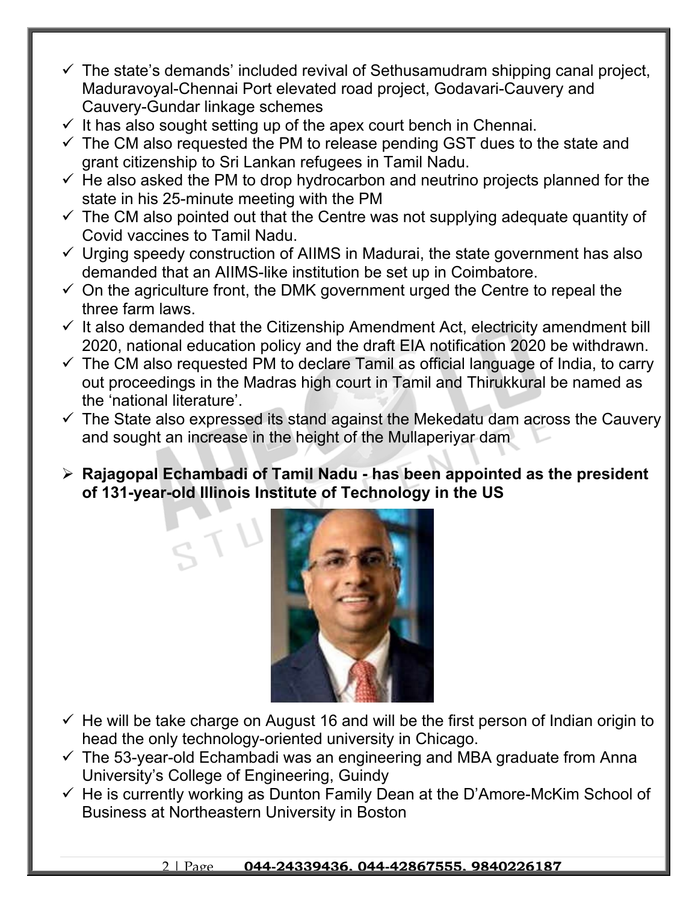- The state's demands' included revival of Sethusamudram shipping canal project, Maduravoyal-Chennai Port elevated road project, Godavari-Cauvery and Cauvery-Gundar linkage schemes
- It has also sought setting up of the apex court bench in Chennai.
- The CM also requested the PM to release pending GST dues to the state and grant citizenship to Sri Lankan refugees in Tamil Nadu.
- He also asked the PM to drop hydrocarbon and neutrino projects planned for the state in his 25-minute meeting with the PM
- The CM also pointed out that the Centre was not supplying adequate quantity of Covid vaccines to Tamil Nadu.
- Urging speedy construction of AIIMS in Madurai, the state government has also demanded that an AIIMS-like institution be set up in Coimbatore.
- On the agriculture front, the DMK government urged the Centre to repeal the three farm laws.
- It also demanded that the Citizenship Amendment Act, electricity amendment bill 2020, national education policy and the draft EIA notification 2020 be withdrawn.
- The CM also requested PM to declare Tamil as official language of India, to carry out proceedings in the Madras high court in Tamil and Thirukkural be named as the 'national literature'.
- The State also expressed its stand against the Mekedatu dam across the Cauvery and sought an increase in the height of the Mullaperiyar dam

- **Rajagopal Echambadi of Tamil Nadu - has been appointed as the president of 131-year-old Illinois Institute of Technology in the US**

- He will be take charge on August 16 and will be the first person of Indian origin to head the only technology-oriented university in Chicago.
- The 53-year-old Echambadi was an engineering and MBA graduate from Anna University's College of Engineering, Guindy
- He is currently working as Dunton Family Dean at the D'Amore-McKim School of Business at Northeastern University in Boston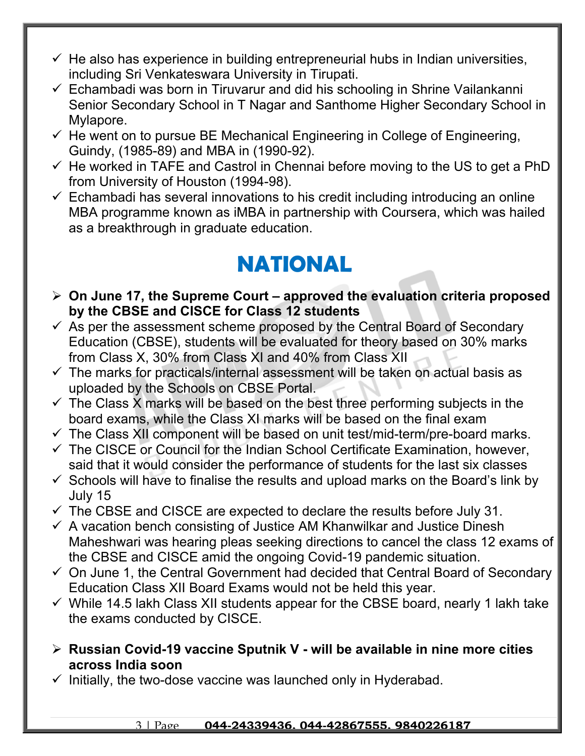- ✓ He also has experience in building entrepreneurial hubs in Indian universities, including Sri Venkateswara University in Tirupati.
- ✓ Echambadi was born in Tiruvarur and did his schooling in Shrine Vailankanni Senior Secondary School in T Nagar and Santhome Higher Secondary School in Mylapore.
- ✓ He went on to pursue BE Mechanical Engineering in College of Engineering, Guindy, (1985-89) and MBA in (1990-92).
- ✓ He worked in TAFE and Castrol in Chennai before moving to the US to get a PhD from University of Houston (1994-98).
- ✓ Echambadi has several innovations to his credit including introducing an online MBA programme known as iMBA in partnership with Coursera, which was hailed as a breakthrough in graduate education.

# NATIONAL

- ➢ **On June 17, the Supreme Court – approved the evaluation criteria proposed by the CBSE and CISCE for Class 12 students**
- ✓ As per the assessment scheme proposed by the Central Board of Secondary Education (CBSE), students will be evaluated for theory based on 30% marks from Class X, 30% from Class XI and 40% from Class XII
- ✓ The marks for practicals/internal assessment will be taken on actual basis as uploaded by the Schools on CBSE Portal.
- ✓ The Class X marks will be based on the best three performing subjects in the board exams, while the Class XI marks will be based on the final exam
- ✓ The Class XII component will be based on unit test/mid-term/pre-board marks.
- ✓ The CISCE or Council for the Indian School Certificate Examination, however, said that it would consider the performance of students for the last six classes
- ✓ Schools will have to finalise the results and upload marks on the Board's link by July 15
- ✓ The CBSE and CISCE are expected to declare the results before July 31.
- ✓ A vacation bench consisting of Justice AM Khanwilkar and Justice Dinesh Maheshwari was hearing pleas seeking directions to cancel the class 12 exams of the CBSE and CISCE amid the ongoing Covid-19 pandemic situation.
- ✓ On June 1, the Central Government had decided that Central Board of Secondary Education Class XII Board Exams would not be held this year.
- ✓ While 14.5 lakh Class XII students appear for the CBSE board, nearly 1 lakh take the exams conducted by CISCE.

- ➢ **Russian Covid-19 vaccine Sputnik V - will be available in nine more cities across India soon**
- ✓ Initially, the two-dose vaccine was launched only in Hyderabad.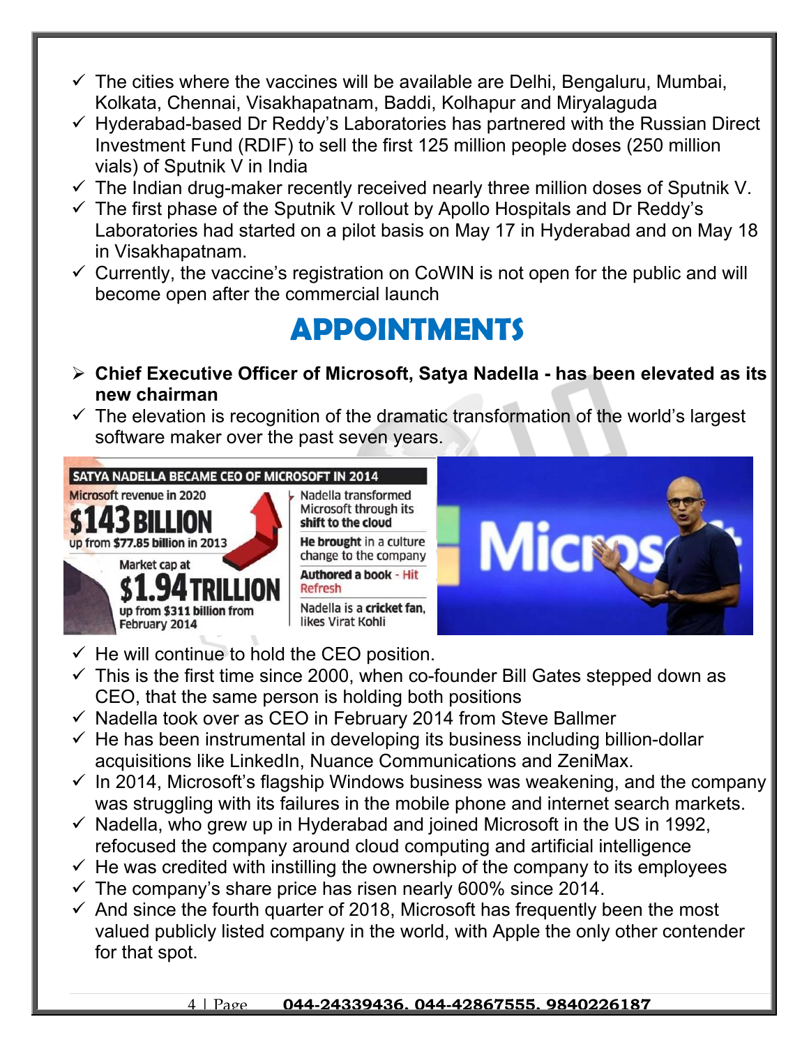- ✓ The cities where the vaccines will be available are Delhi, Bengaluru, Mumbai, Kolkata, Chennai, Visakhapatnam, Baddi, Kolhapur and Miryalaguda
- ✓ Hyderabad-based Dr Reddy's Laboratories has partnered with the Russian Direct Investment Fund (RDIF) to sell the first 125 million people doses (250 million vials) of Sputnik V in India
- ✓ The Indian drug-maker recently received nearly three million doses of Sputnik V.
- ✓ The first phase of the Sputnik V rollout by Apollo Hospitals and Dr Reddy's Laboratories had started on a pilot basis on May 17 in Hyderabad and on May 18 in Visakhapatnam.
- ✓ Currently, the vaccine's registration on CoWIN is not open for the public and will become open after the commercial launch

# APPOINTMENTS

- ➢ **Chief Executive Officer of Microsoft, Satya Nadella - has been elevated as its new chairman**
- ✓ The elevation is recognition of the dramatic transformation of the world's largest software maker over the past seven years.

**SATYA NADELLA BECAME CEO OF MICROSOFT IN 2014**

Microsoft revenue in 2020
**$143 BILLION**
up from $77.85 billion in 2013

Market cap at
**$1.94 TRILLION**
up from $311 billion from February 2014

- Nadella transformed Microsoft through its **shift to the cloud**
- **He brought** in a culture change to the company
- **Authored a book** - Hit Refresh
- Nadella is a **cricket fan**, likes Virat Kohli

- ✓ He will continue to hold the CEO position.
- ✓ This is the first time since 2000, when co-founder Bill Gates stepped down as CEO, that the same person is holding both positions
- ✓ Nadella took over as CEO in February 2014 from Steve Ballmer
- ✓ He has been instrumental in developing its business including billion-dollar acquisitions like LinkedIn, Nuance Communications and ZeniMax.
- ✓ In 2014, Microsoft's flagship Windows business was weakening, and the company was struggling with its failures in the mobile phone and internet search markets.
- ✓ Nadella, who grew up in Hyderabad and joined Microsoft in the US in 1992, refocused the company around cloud computing and artificial intelligence
- ✓ He was credited with instilling the ownership of the company to its employees
- ✓ The company's share price has risen nearly 600% since 2014.
- ✓ And since the fourth quarter of 2018, Microsoft has frequently been the most valued publicly listed company in the world, with Apple the only other contender for that spot.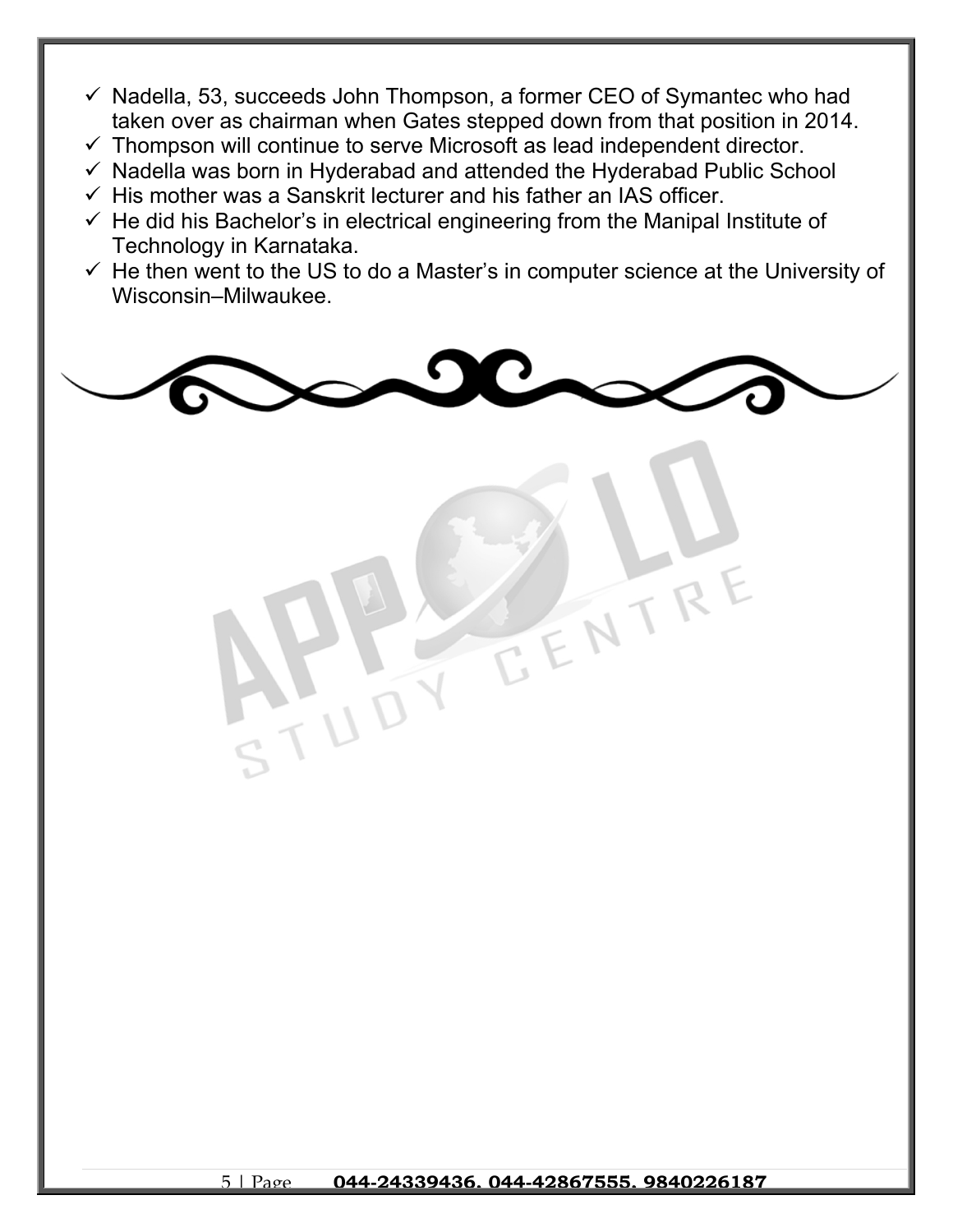- Nadella, 53, succeeds John Thompson, a former CEO of Symantec who had taken over as chairman when Gates stepped down from that position in 2014.
- Thompson will continue to serve Microsoft as lead independent director.
- Nadella was born in Hyderabad and attended the Hyderabad Public School
- His mother was a Sanskrit lecturer and his father an IAS officer.
- He did his Bachelor's in electrical engineering from the Manipal Institute of Technology in Karnataka.
- He then went to the US to do a Master's in computer science at the University of Wisconsin–Milwaukee.